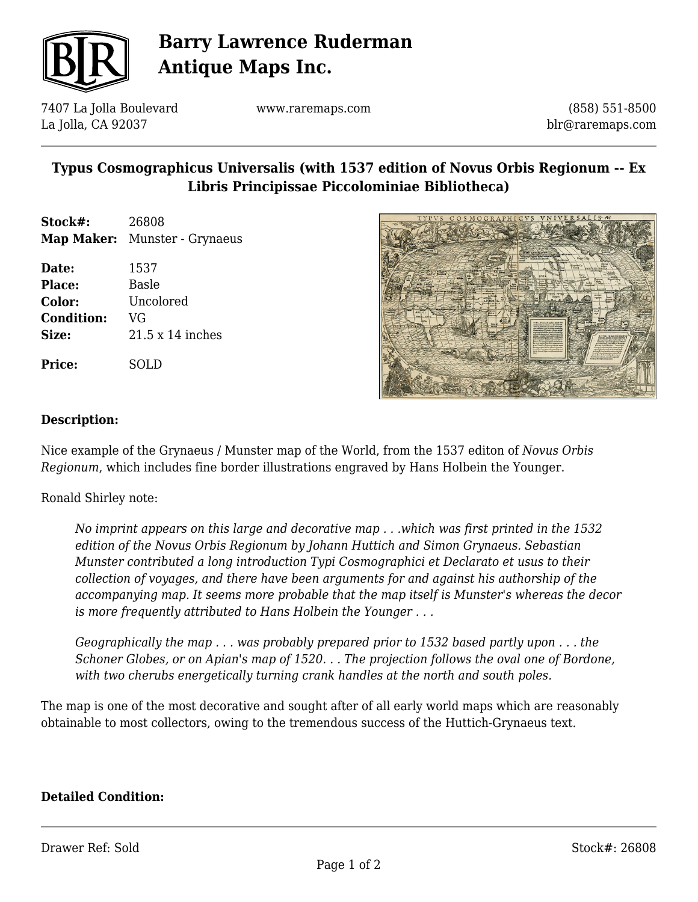# Barry Lawrence Ruderman Antique Maps Inc.

7407 La Jolla Boulevard
La Jolla, CA 92037

www.raremaps.com

(858) 551-8500
blr@raremaps.com

## Typus Cosmographicus Universalis (with 1537 edition of Novus Orbis Regionum -- Ex Libris Principissae Piccolominiae Bibliotheca)

**Stock#:** 26808
**Map Maker:** Munster - Grynaeus

**Date:** 1537
**Place:** Basle
**Color:** Uncolored
**Condition:** VG
**Size:** 21.5 x 14 inches

**Price:** SOLD

### Description:

Nice example of the Grynaeus / Munster map of the World, from the 1537 editon of *Novus Orbis Regionum*, which includes fine border illustrations engraved by Hans Holbein the Younger.

Ronald Shirley note:

> *No imprint appears on this large and decorative map . . .which was first printed in the 1532 edition of the Novus Orbis Regionum by Johann Huttich and Simon Grynaeus. Sebastian Munster contributed a long introduction Typi Cosmographici et Declarato et usus to their collection of voyages, and there have been arguments for and against his authorship of the accompanying map. It seems more probable that the map itself is Munster's whereas the decor is more frequently attributed to Hans Holbein the Younger . . .*
>
> *Geographically the map . . . was probably prepared prior to 1532 based partly upon . . . the Schoner Globes, or on Apian's map of 1520. . . The projection follows the oval one of Bordone, with two cherubs energetically turning crank handles at the north and south poles.*

The map is one of the most decorative and sought after of all early world maps which are reasonably obtainable to most collectors, owing to the tremendous success of the Huttich-Grynaeus text.

### Detailed Condition: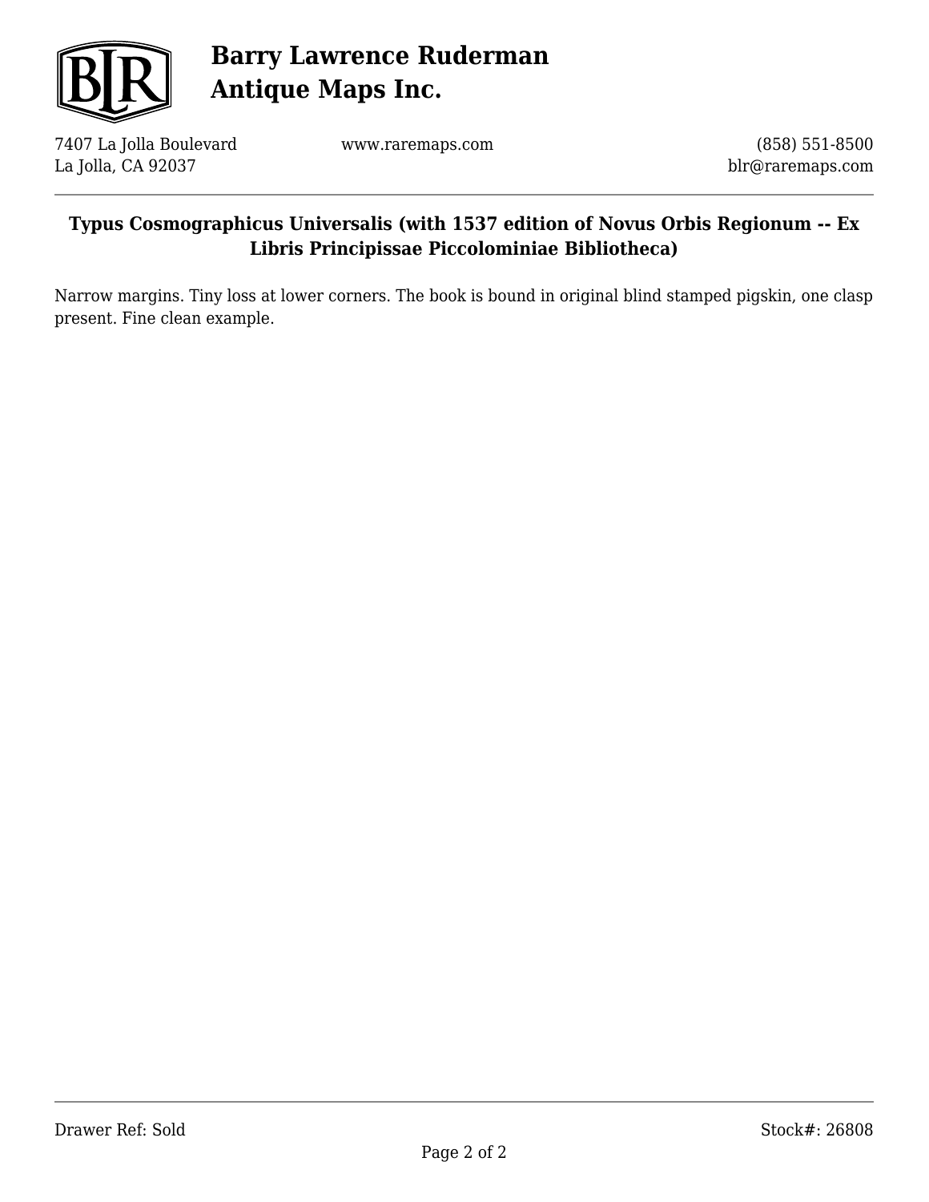**Typus Cosmographicus Universalis (with 1537 edition of Novus Orbis Regionum -- Ex Libris Principissae Piccolominiae Bibliotheca)**

Narrow margins. Tiny loss at lower corners. The book is bound in original blind stamped pigskin, one clasp present. Fine clean example.